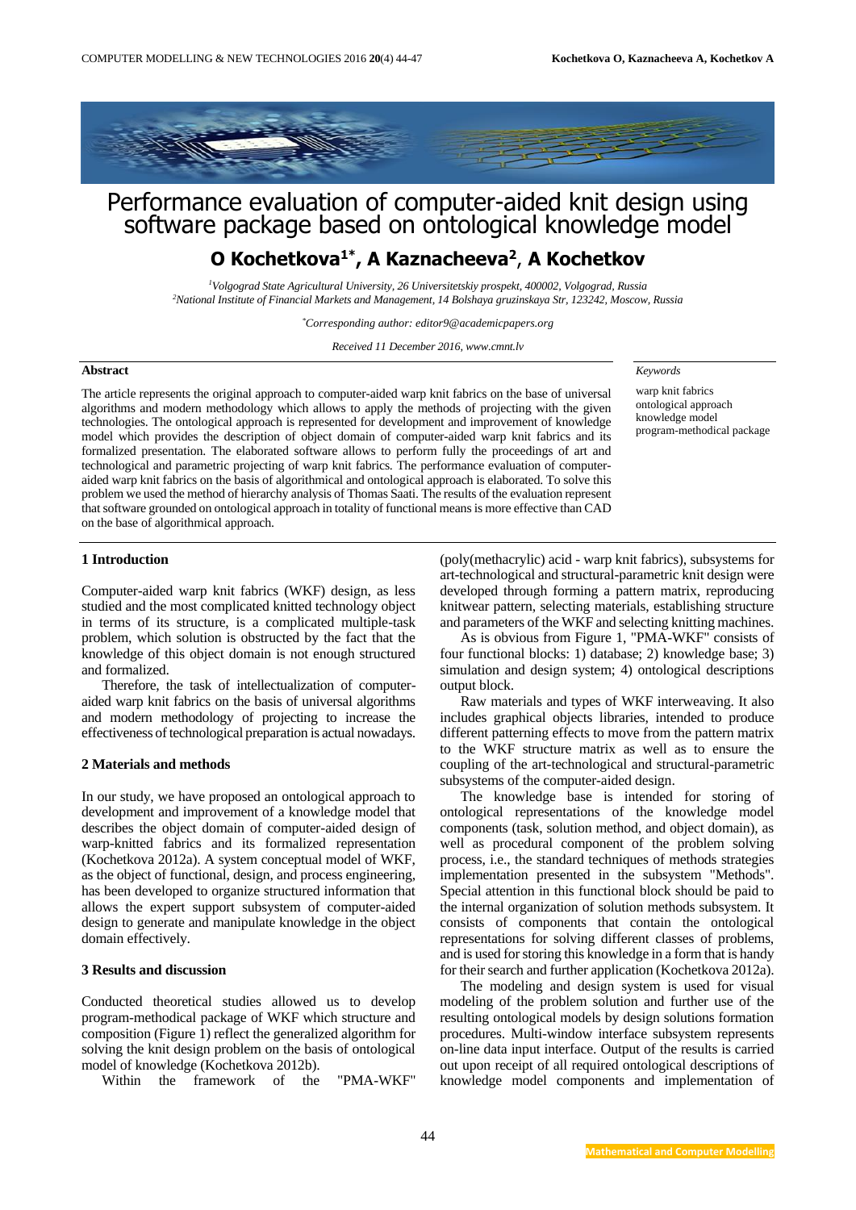# Performance evaluation of computer-aided knit design using software package based on ontological knowledge model

## O Kochetkova[1*], A Kaznacheeva[2], A Kochetkov

[1]Volgograd State Agricultural University, 26 Universitetskiy prospekt, 400002, Volgograd, Russia
[2]National Institute of Financial Markets and Management, 14 Bolshaya gruzinskaya Str, 123242, Moscow, Russia

*Corresponding author: editor9@academicpapers.org

*Received 11 December 2016, www.cmnt.lv*

**Abstract**

The article represents the original approach to computer-aided warp knit fabrics on the base of universal algorithms and modern methodology which allows to apply the methods of projecting with the given technologies. The ontological approach is represented for development and improvement of knowledge model which provides the description of object domain of computer-aided warp knit fabrics and its formalized presentation. The elaborated software allows to perform fully the proceedings of art and technological and parametric projecting of warp knit fabrics. The performance evaluation of computer-aided warp knit fabrics on the basis of algorithmical and ontological approach is elaborated. To solve this problem we used the method of hierarchy analysis of Thomas Saati. The results of the evaluation represent that software grounded on ontological approach in totality of functional means is more effective than CAD on the base of algorithmical approach.

*Keywords*

warp knit fabrics
ontological approach
knowledge model
program-methodical package

### 1 Introduction

Computer-aided warp knit fabrics (WKF) design, as less studied and the most complicated knitted technology object in terms of its structure, is a complicated multiple-task problem, which solution is obstructed by the fact that the knowledge of this object domain is not enough structured and formalized.

Therefore, the task of intellectualization of computer-aided warp knit fabrics on the basis of universal algorithms and modern methodology of projecting to increase the effectiveness of technological preparation is actual nowadays.

### 2 Materials and methods

In our study, we have proposed an ontological approach to development and improvement of a knowledge model that describes the object domain of computer-aided design of warp-knitted fabrics and its formalized representation (Kochetkova 2012a). A system conceptual model of WKF, as the object of functional, design, and process engineering, has been developed to organize structured information that allows the expert support subsystem of computer-aided design to generate and manipulate knowledge in the object domain effectively.

### 3 Results and discussion

Conducted theoretical studies allowed us to develop program-methodical package of WKF which structure and composition (Figure 1) reflect the generalized algorithm for solving the knit design problem on the basis of ontological model of knowledge (Kochetkova 2012b).

Within the framework of the "PMA-WKF" (poly(methacrylic) acid - warp knit fabrics), subsystems for art-technological and structural-parametric knit design were developed through forming a pattern matrix, reproducing knitwear pattern, selecting materials, establishing structure and parameters of the WKF and selecting knitting machines.

As is obvious from Figure 1, "PMA-WKF" consists of four functional blocks: 1) database; 2) knowledge base; 3) simulation and design system; 4) ontological descriptions output block.

Raw materials and types of WKF interweaving. It also includes graphical objects libraries, intended to produce different patterning effects to move from the pattern matrix to the WKF structure matrix as well as to ensure the coupling of the art-technological and structural-parametric subsystems of the computer-aided design.

The knowledge base is intended for storing of ontological representations of the knowledge model components (task, solution method, and object domain), as well as procedural component of the problem solving process, i.e., the standard techniques of methods strategies implementation presented in the subsystem "Methods". Special attention in this functional block should be paid to the internal organization of solution methods subsystem. It consists of components that contain the ontological representations for solving different classes of problems, and is used for storing this knowledge in a form that is handy for their search and further application (Kochetkova 2012a).

The modeling and design system is used for visual modeling of the problem solution and further use of the resulting ontological models by design solutions formation procedures. Multi-window interface subsystem represents on-line data input interface. Output of the results is carried out upon receipt of all required ontological descriptions of knowledge model components and implementation of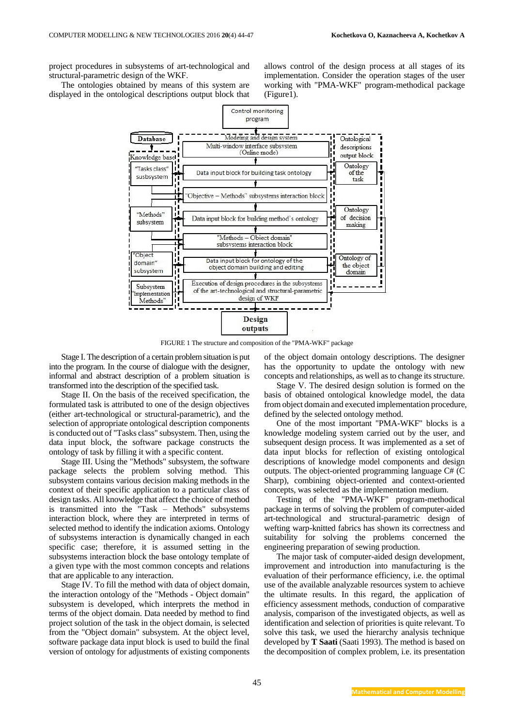project procedures in subsystems of art-technological and structural-parametric design of the WKF.

The ontologies obtained by means of this system are displayed in the ontological descriptions output block that allows control of the design process at all stages of its implementation. Consider the operation stages of the user working with "PMA-WKF" program-methodical package (Figure1).

FIGURE 1 The structure and composition of the "PMA-WKF" package

Stage I. The description of a certain problem situation is put into the program. In the course of dialogue with the designer, informal and abstract description of a problem situation is transformed into the description of the specified task.

Stage II. On the basis of the received specification, the formulated task is attributed to one of the design objectives (either art-technological or structural-parametric), and the selection of appropriate ontological description components is conducted out of "Tasks class" subsystem. Then, using the data input block, the software package constructs the ontology of task by filling it with a specific content.

Stage III. Using the "Methods" subsystem, the software package selects the problem solving method. This subsystem contains various decision making methods in the context of their specific application to a particular class of design tasks. All knowledge that affect the choice of method is transmitted into the "Task – Methods" subsystems interaction block, where they are interpreted in terms of selected method to identify the indication axioms. Ontology of subsystems interaction is dynamically changed in each specific case; therefore, it is assumed setting in the subsystems interaction block the base ontology template of a given type with the most common concepts and relations that are applicable to any interaction.

Stage IV. To fill the method with data of object domain, the interaction ontology of the "Methods - Object domain" subsystem is developed, which interprets the method in terms of the object domain. Data needed by method to find project solution of the task in the object domain, is selected from the "Object domain" subsystem. At the object level, software package data input block is used to build the final version of ontology for adjustments of existing components of the object domain ontology descriptions. The designer has the opportunity to update the ontology with new concepts and relationships, as well as to change its structure.

Stage V. The desired design solution is formed on the basis of obtained ontological knowledge model, the data from object domain and executed implementation procedure, defined by the selected ontology method.

One of the most important "PMA-WKF" blocks is a knowledge modeling system carried out by the user, and subsequent design process. It was implemented as a set of data input blocks for reflection of existing ontological descriptions of knowledge model components and design outputs. The object-oriented programming language C# (C Sharp), combining object-oriented and context-oriented concepts, was selected as the implementation medium.

Testing of the "PMA-WKF" program-methodical package in terms of solving the problem of computer-aided art-technological and structural-parametric design of wefting warp-knitted fabrics has shown its correctness and suitability for solving the problems concerned the engineering preparation of sewing production.

The major task of computer-aided design development, improvement and introduction into manufacturing is the evaluation of their performance efficiency, i.e. the optimal use of the available analyzable resources system to achieve the ultimate results. In this regard, the application of efficiency assessment methods, conduction of comparative analysis, comparison of the investigated objects, as well as identification and selection of priorities is quite relevant. To solve this task, we used the hierarchy analysis technique developed by **T Saati** (Saati 1993). The method is based on the decomposition of complex problem, i.e. its presentation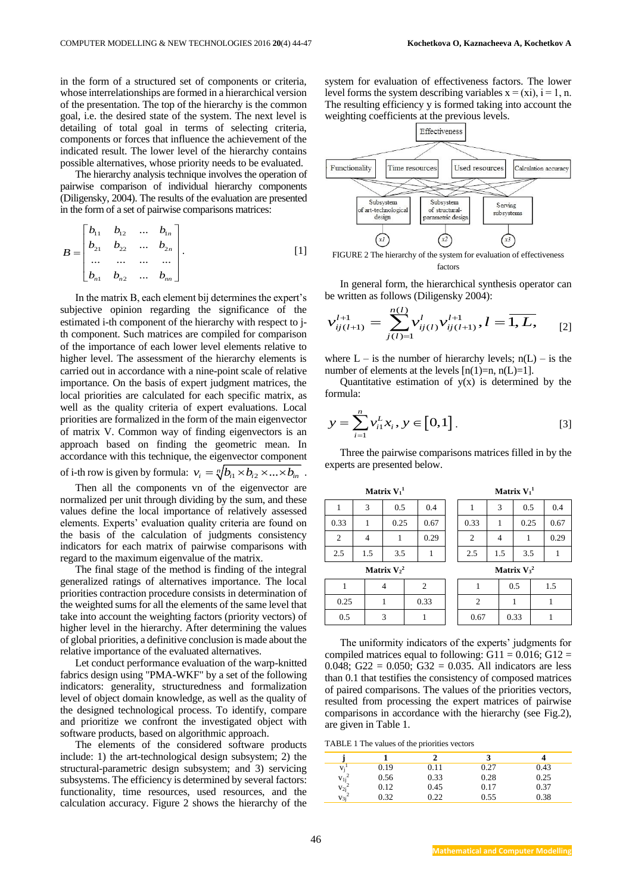in the form of a structured set of components or criteria, whose interrelationships are formed in a hierarchical version of the presentation. The top of the hierarchy is the common goal, i.e. the desired state of the system. The next level is detailing of total goal in terms of selecting criteria, components or forces that influence the achievement of the indicated result. The lower level of the hierarchy contains possible alternatives, whose priority needs to be evaluated.

The hierarchy analysis technique involves the operation of pairwise comparison of individual hierarchy components (Diligensky, 2004). The results of the evaluation are presented in the form of a set of pairwise comparisons matrices:

$$B = \begin{bmatrix} b_{11} & b_{12} & \ldots & b_{1n} \\ b_{21} & b_{22} & \ldots & b_{2n} \\ \ldots & \ldots & \ldots & \ldots \\ b_{n1} & b_{n2} & \ldots & b_{nn} \end{bmatrix}. \qquad [1]$$

In the matrix B, each element bij determines the expert's subjective opinion regarding the significance of the estimated i-th component of the hierarchy with respect to j-th component. Such matrices are compiled for comparison of the importance of each lower level elements relative to higher level. The assessment of the hierarchy elements is carried out in accordance with a nine-point scale of relative importance. On the basis of expert judgment matrices, the local priorities are calculated for each specific matrix, as well as the quality criteria of expert evaluations. Local priorities are formalized in the form of the main eigenvector of matrix V. Common way of finding eigenvectors is an approach based on finding the geometric mean. In accordance with this technique, the eigenvector component of i-th row is given by formula: $v_i = \sqrt[n]{b_{i1} \times b_{i2} \times \ldots \times b_{in}}$ .

Then all the components vn of the eigenvector are normalized per unit through dividing by the sum, and these values define the local importance of relatively assessed elements. Experts' evaluation quality criteria are found on the basis of the calculation of judgments consistency indicators for each matrix of pairwise comparisons with regard to the maximum eigenvalue of the matrix.

The final stage of the method is finding of the integral generalized ratings of alternatives importance. The local priorities contraction procedure consists in determination of the weighted sums for all the elements of the same level that take into account the weighting factors (priority vectors) of higher level in the hierarchy. After determining the values of global priorities, a definitive conclusion is made about the relative importance of the evaluated alternatives.

Let conduct performance evaluation of the warp-knitted fabrics design using "PMA-WKF" by a set of the following indicators: generality, structuredness and formalization level of object domain knowledge, as well as the quality of the designed technological process. To identify, compare and prioritize we confront the investigated object with software products, based on algorithmic approach.

The elements of the considered software products include: 1) the art-technological design subsystem; 2) the structural-parametric design subsystem; and 3) servicing subsystems. The efficiency is determined by several factors: functionality, time resources, used resources, and the calculation accuracy. Figure 2 shows the hierarchy of the system for evaluation of effectiveness factors. The lower level forms the system describing variables x = (xi), i = 1, n. The resulting efficiency y is formed taking into account the weighting coefficients at the previous levels.

FIGURE 2 The hierarchy of the system for evaluation of effectiveness factors

In general form, the hierarchical synthesis operator can be written as follows (Diligensky 2004):

$$v_{ij(l+1)}^{l+1} = \sum_{j(l)=1}^{n(l)} v_{ij(l)}^{l} v_{ij(l+1)}^{l+1}, l = \overline{1, L}, \qquad [2]$$

where L – is the number of hierarchy levels; n(L) – is the number of elements at the levels [n(1)=n, n(L)=1].

Quantitative estimation of y(x) is determined by the formula:

$$y = \sum_{i=1}^{n} v_{i1}^{L} x_i, y \in [0,1]. \qquad [3]$$

Three the pairwise comparisons matrices filled in by the experts are presented below.

Matrix $V_1^1$

| | | | |
|---|---|---|---|
| 1 | 3 | 0.5 | 0.4 |
| 0.33 | 1 | 0.25 | 0.67 |
| 2 | 4 | 1 | 0.29 |
| 2.5 | 1.5 | 3.5 | 1 |

Matrix $V_1^1$

| | | | |
|---|---|---|---|
| 1 | 3 | 0.5 | 0.4 |
| 0.33 | 1 | 0.25 | 0.67 |
| 2 | 4 | 1 | 0.29 |
| 2.5 | 1.5 | 3.5 | 1 |

Matrix $V_2^2$

| | | |
|---|---|---|
| 1 | 4 | 2 |
| 0.25 | 1 | 0.33 |
| 0.5 | 3 | 1 |

Matrix $V_3^2$

| | | |
|---|---|---|
| 1 | 0.5 | 1.5 |
| 2 | 1 | 1 |
| 0.67 | 0.33 | 1 |

The uniformity indicators of the experts' judgments for compiled matrices equal to following: G11 = 0.016; G12 = 0.048; G22 = 0.050; G32 = 0.035. All indicators are less than 0.1 that testifies the consistency of composed matrices of paired comparisons. The values of the priorities vectors, resulted from processing the expert matrices of pairwise comparisons in accordance with the hierarchy (see Fig.2), are given in Table 1.

TABLE 1 The values of the priorities vectors

| j | 1 | 2 | 3 | 4 |
|---|---|---|---|---|
| $v_j^1$ | 0.19 | 0.11 | 0.27 | 0.43 |
| $v_{1j}^2$ | 0.56 | 0.33 | 0.28 | 0.25 |
| $v_{2j}^2$ | 0.12 | 0.45 | 0.17 | 0.37 |
| $v_{3j}^2$ | 0.32 | 0.22 | 0.55 | 0.38 |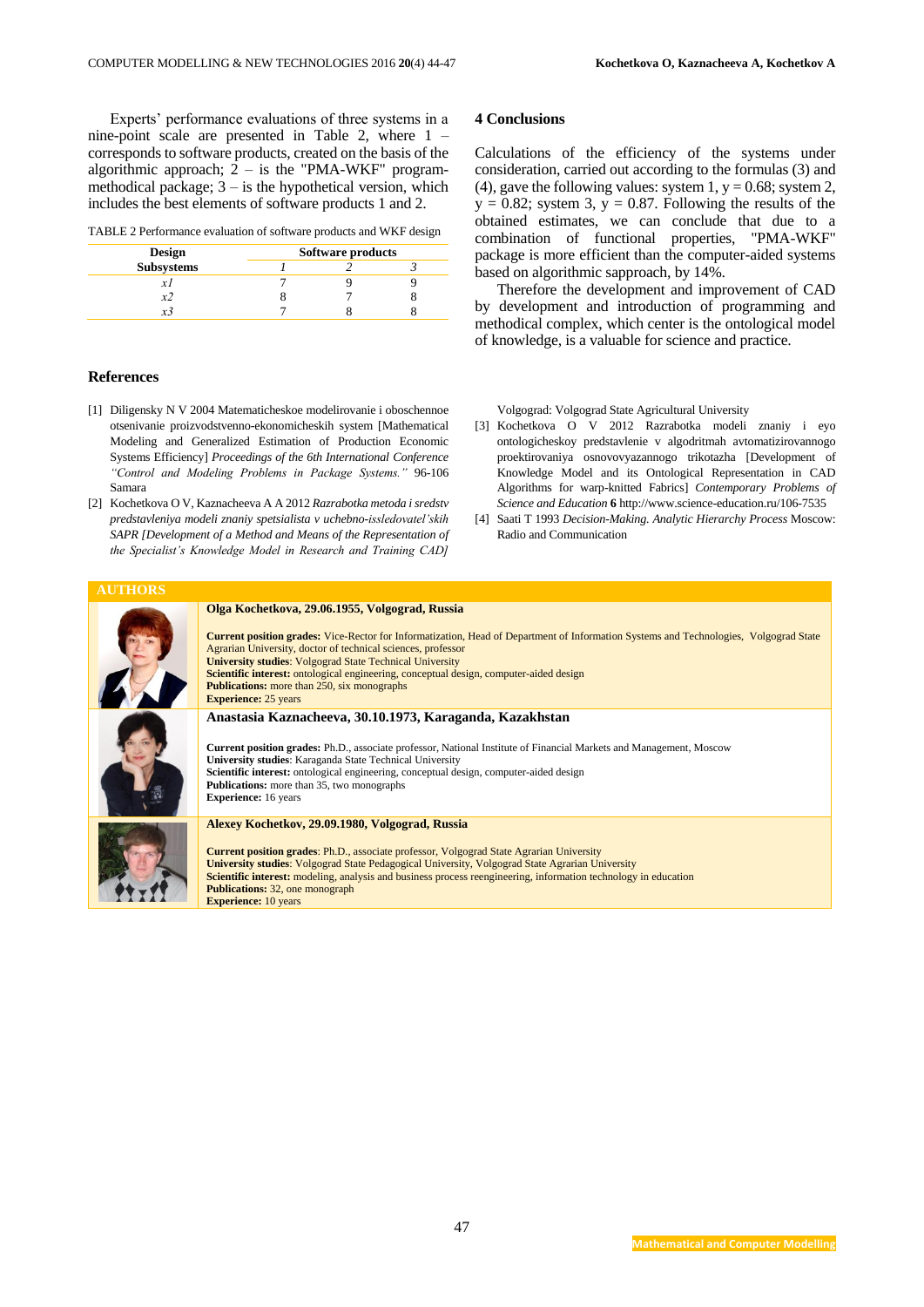Experts' performance evaluations of three systems in a nine-point scale are presented in Table 2, where 1 – corresponds to software products, created on the basis of the algorithmic approach; 2 – is the "PMA-WKF" program-methodical package; 3 – is the hypothetical version, which includes the best elements of software products 1 and 2.

TABLE 2 Performance evaluation of software products and WKF design

| Design Subsystems | Software products | | |
|---|---|---|---|
| | *1* | *2* | *3* |
| *x1* | 7 | 9 | 9 |
| *x2* | 8 | 7 | 8 |
| *x3* | 7 | 8 | 8 |

## 4 Conclusions

Calculations of the efficiency of the systems under consideration, carried out according to the formulas (3) and (4), gave the following values: system 1, y = 0.68; system 2, y = 0.82; system 3, y = 0.87. Following the results of the obtained estimates, we can conclude that due to a combination of functional properties, "PMA-WKF" package is more efficient than the computer-aided systems based on algorithmic sapproach, by 14%.

Therefore the development and improvement of CAD by development and introduction of programming and methodical complex, which center is the ontological model of knowledge, is a valuable for science and practice.

## References

[1] Diligensky N V 2004 Matematicheskoe modelirovanie i oboschennoe otsenivanie proizvodstvenno-ekonomicheskih system [Mathematical Modeling and Generalized Estimation of Production Economic Systems Efficiency] *Proceedings of the 6th International Conference "Control and Modeling Problems in Package Systems."* 96-106 Samara

[2] Kochetkova O V, Kaznacheeva A A 2012 *Razrabotka metoda i sredstv predstavleniya modeli znaniy spetsialista v uchebno-issledovatel'skih SAPR [Development of a Method and Means of the Representation of the Specialist's Knowledge Model in Research and Training CAD]* Volgograd: Volgograd State Agricultural University

[3] Kochetkova O V 2012 Razrabotka modeli znaniy i eyo ontologicheskoy predstavlenie v algodritmah avtomatizirovannogo proektirovaniya osnovovyazannogo trikotazha [Development of Knowledge Model and its Ontological Representation in CAD Algorithms for warp-knitted Fabrics] *Contemporary Problems of Science and Education* **6** http://www.science-education.ru/106-7535

[4] Saati T 1993 *Decision-Making. Analytic Hierarchy Process* Moscow: Radio and Communication

## AUTHORS

**Olga Kochetkova, 29.06.1955, Volgograd, Russia**

**Current position grades:** Vice-Rector for Informatization, Head of Department of Information Systems and Technologies, Volgograd State Agrarian University, doctor of technical sciences, professor
**University studies**: Volgograd State Technical University
**Scientific interest:** ontological engineering, conceptual design, computer-aided design
**Publications:** more than 250, six monographs
**Experience:** 25 years

**Anastasia Kaznacheeva, 30.10.1973, Karaganda, Kazakhstan**

**Current position grades:** Ph.D., associate professor, National Institute of Financial Markets and Management, Moscow
**University studies**: Karaganda State Technical University
**Scientific interest:** ontological engineering, conceptual design, computer-aided design
**Publications:** more than 35, two monographs
**Experience:** 16 years

**Alexey Kochetkov, 29.09.1980, Volgograd, Russia**

**Current position grades**: Ph.D., associate professor, Volgograd State Agrarian University
**University studies**: Volgograd State Pedagogical University, Volgograd State Agrarian University
**Scientific interest:** modeling, analysis and business process reengineering, information technology in education
**Publications:** 32, one monograph
**Experience:** 10 years